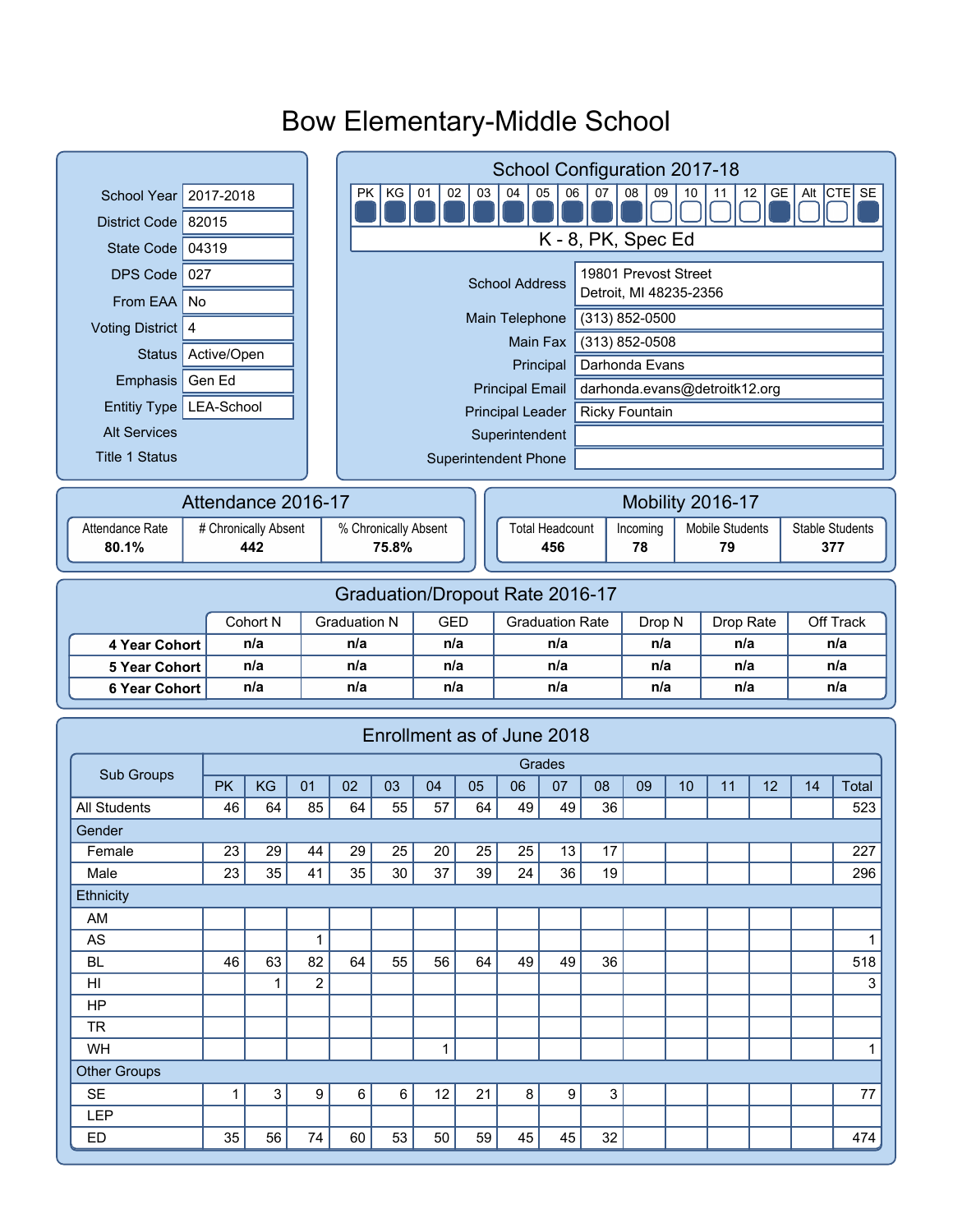# Bow Elementary-Middle School

| | |
|---|---|
| School Year | 2017-2018 |
| District Code | 82015 |
| State Code | 04319 |
| DPS Code | 027 |
| From EAA | No |
| Voting District | 4 |
| Status | Active/Open |
| Emphasis | Gen Ed |
| Entitiy Type | LEA-School |
| Alt Services | |
| Title 1 Status | |

## School Configuration 2017-18

| PK | KG | 01 | 02 | 03 | 04 | 05 | 06 | 07 | 08 | 09 | 10 | 11 | 12 | GE | Alt | CTE | SE |
|---|---|---|---|---|---|---|---|---|---|---|---|---|---|---|---|---|---|
| ■ | ■ | ■ | ■ | ■ | ■ | ■ | ■ | ■ | ■ | □ | □ | □ | □ | ■ | □ | □ | ■ |

K - 8, PK, Spec Ed

| | |
|---|---|
| School Address | 19801 Prevost Street<br>Detroit, MI 48235-2356 |
| Main Telephone | (313) 852-0500 |
| Main Fax | (313) 852-0508 |
| Principal | Darhonda Evans |
| Principal Email | darhonda.evans@detroitk12.org |
| Principal Leader | Ricky Fountain |
| Superintendent | |
| Superintendent Phone | |

## Attendance 2016-17

| Attendance Rate | # Chronically Absent | % Chronically Absent |
|---|---|---|
| 80.1% | 442 | 75.8% |

## Mobility 2016-17

| Total Headcount | Incoming | Mobile Students | Stable Students |
|---|---|---|---|
| 456 | 78 | 79 | 377 |

## Graduation/Dropout Rate 2016-17

| | Cohort N | Graduation N | GED | Graduation Rate | Drop N | Drop Rate | Off Track |
|---|---|---|---|---|---|---|---|
| **4 Year Cohort** | n/a | n/a | n/a | n/a | n/a | n/a | n/a |
| **5 Year Cohort** | n/a | n/a | n/a | n/a | n/a | n/a | n/a |
| **6 Year Cohort** | n/a | n/a | n/a | n/a | n/a | n/a | n/a |

## Enrollment as of June 2018

| Sub Groups | Grades | | | | | | | | | | | | | | |
|---|---|---|---|---|---|---|---|---|---|---|---|---|---|---|---|
| | PK | KG | 01 | 02 | 03 | 04 | 05 | 06 | 07 | 08 | 09 | 10 | 11 | 12 | 14 | Total |
| All Students | 46 | 64 | 85 | 64 | 55 | 57 | 64 | 49 | 49 | 36 | | | | | | 523 |
| Gender | | | | | | | | | | | | | | | | |
| Female | 23 | 29 | 44 | 29 | 25 | 20 | 25 | 25 | 13 | 17 | | | | | | 227 |
| Male | 23 | 35 | 41 | 35 | 30 | 37 | 39 | 24 | 36 | 19 | | | | | | 296 |
| Ethnicity | | | | | | | | | | | | | | | | |
| AM | | | | | | | | | | | | | | | | |
| AS | | | 1 | | | | | | | | | | | | | 1 |
| BL | 46 | 63 | 82 | 64 | 55 | 56 | 64 | 49 | 49 | 36 | | | | | | 518 |
| HI | | 1 | 2 | | | | | | | | | | | | | 3 |
| HP | | | | | | | | | | | | | | | | |
| TR | | | | | | | | | | | | | | | | |
| WH | | | | | | 1 | | | | | | | | | | 1 |
| Other Groups | | | | | | | | | | | | | | | | |
| SE | 1 | 3 | 9 | 6 | 6 | 12 | 21 | 8 | 9 | 3 | | | | | | 77 |
| LEP | | | | | | | | | | | | | | | | |
| ED | 35 | 56 | 74 | 60 | 53 | 50 | 59 | 45 | 45 | 32 | | | | | | 474 |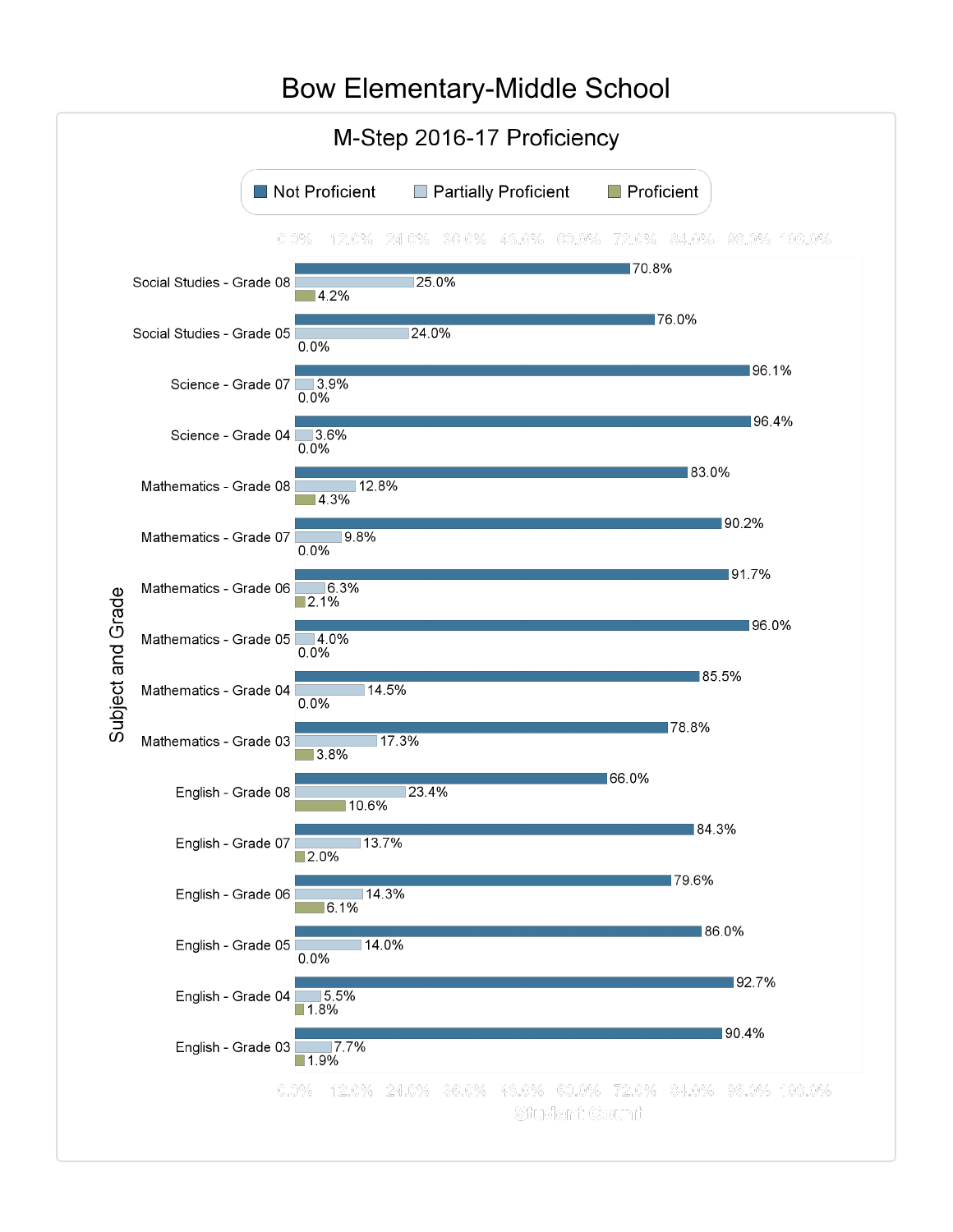# Bow Elementary-Middle School

## M-Step 2016-17 Proficiency

| Subject and Grade | Not Proficient | Partially Proficient | Proficient |
|---|---|---|---|
| Social Studies - Grade 08 | 70.8% | 25.0% | 4.2% |
| Social Studies - Grade 05 | 76.0% | 24.0% | 0.0% |
| Science - Grade 07 | 96.1% | 3.9% | 0.0% |
| Science - Grade 04 | 96.4% | 3.6% | 0.0% |
| Mathematics - Grade 08 | 83.0% | 12.8% | 4.3% |
| Mathematics - Grade 07 | 90.2% | 9.8% | 0.0% |
| Mathematics - Grade 06 | 91.7% | 6.3% | 2.1% |
| Mathematics - Grade 05 | 96.0% | 4.0% | 0.0% |
| Mathematics - Grade 04 | 85.5% | 14.5% | 0.0% |
| Mathematics - Grade 03 | 78.8% | 17.3% | 3.8% |
| English - Grade 08 | 66.0% | 23.4% | 10.6% |
| English - Grade 07 | 84.3% | 13.7% | 2.0% |
| English - Grade 06 | 79.6% | 14.3% | 6.1% |
| English - Grade 05 | 86.0% | 14.0% | 0.0% |
| English - Grade 04 | 92.7% | 5.5% | 1.8% |
| English - Grade 03 | 90.4% | 7.7% | 1.9% |

Student Count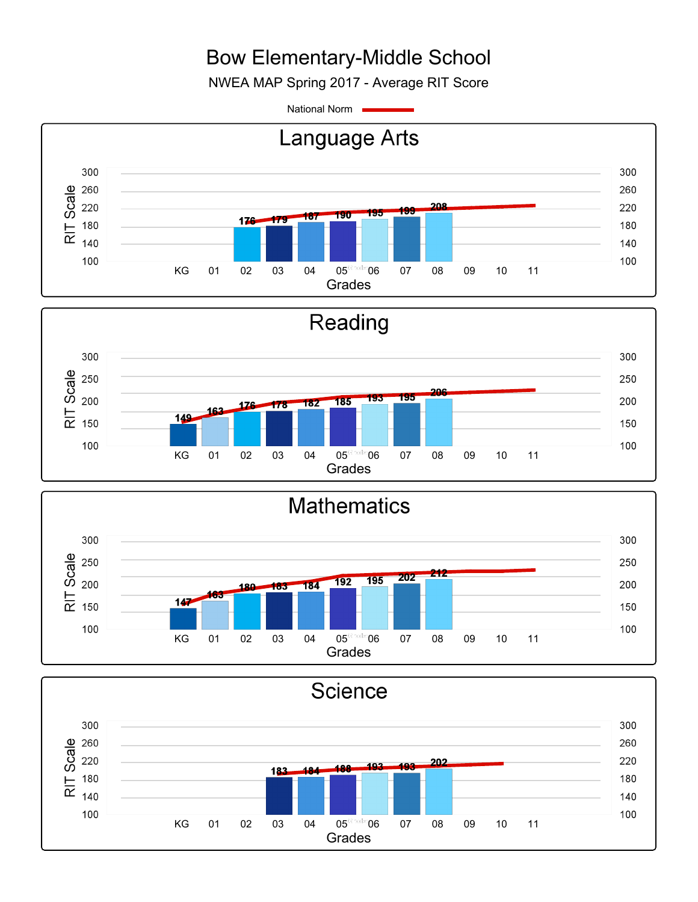# Bow Elementary-Middle School

NWEA MAP Spring 2017 - Average RIT Score

National Norm

## Language Arts

| Grade | KG | 01 | 02 | 03 | 04 | 05 | 06 | 07 | 08 | 09 | 10 | 11 |
|---|---|---|---|---|---|---|---|---|---|---|---|---|
| Average RIT Score | | | 176 | 179 | 187 | 190 | 195 | 199 | 208 | | | |

## Reading

| Grade | KG | 01 | 02 | 03 | 04 | 05 | 06 | 07 | 08 | 09 | 10 | 11 |
|---|---|---|---|---|---|---|---|---|---|---|---|---|
| Average RIT Score | 149 | 163 | 176 | 178 | 182 | 185 | 193 | 195 | 206 | | | |

## Mathematics

| Grade | KG | 01 | 02 | 03 | 04 | 05 | 06 | 07 | 08 | 09 | 10 | 11 |
|---|---|---|---|---|---|---|---|---|---|---|---|---|
| Average RIT Score | 147 | 163 | 180 | 183 | 184 | 192 | 195 | 202 | 212 | | | |

## Science

| Grade | KG | 01 | 02 | 03 | 04 | 05 | 06 | 07 | 08 | 09 | 10 | 11 |
|---|---|---|---|---|---|---|---|---|---|---|---|---|
| Average RIT Score | | | | 183 | 184 | 188 | 193 | 193 | 202 | | | |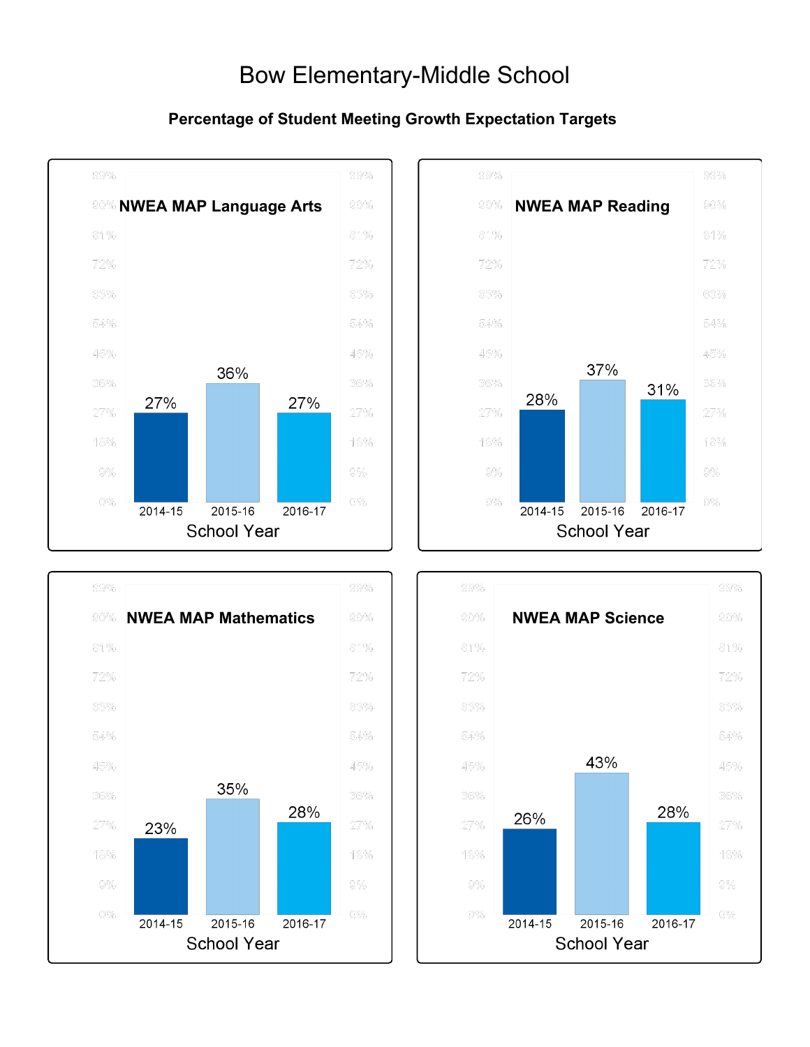# Bow Elementary-Middle School

**Percentage of Student Meeting Growth Expectation Targets**

**NWEA MAP Language Arts**

27%
36%
27%

2014-15
2015-16
2016-17

School Year

**NWEA MAP Reading**

28%
37%
31%

2014-15
2015-16
2016-17

School Year

**NWEA MAP Mathematics**

23%
35%
28%

2014-15
2015-16
2016-17

School Year

**NWEA MAP Science**

26%
43%
28%

2014-15
2015-16
2016-17

School Year